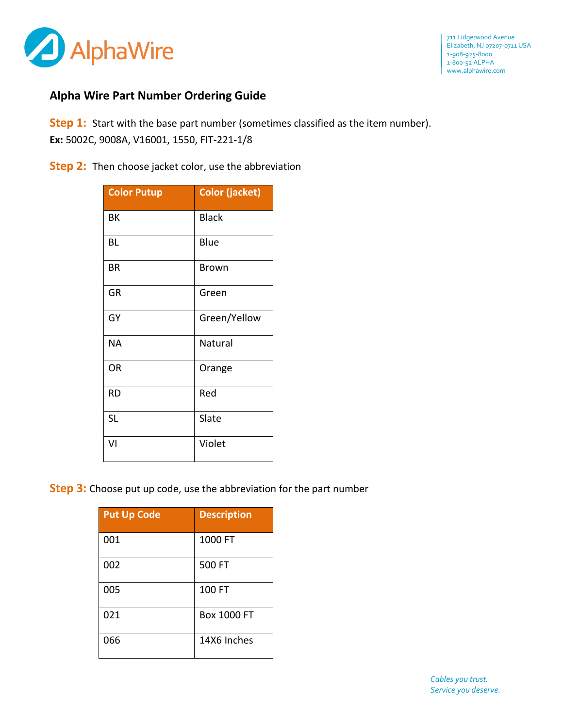AlphaWire

711 Lidgerwood Avenue
Elizabeth, NJ 07207-0711 USA
1-908-925-8000
1-800-52 ALPHA
www.alphawire.com

## Alpha Wire Part Number Ordering Guide

**Step 1:** Start with the base part number (sometimes classified as the item number).
**Ex:** 5002C, 9008A, V16001, 1550, FIT-221-1/8

**Step 2:** Then choose jacket color, use the abbreviation

| Color Putup | Color (jacket) |
|---|---|
| BK | Black |
| BL | Blue |
| BR | Brown |
| GR | Green |
| GY | Green/Yellow |
| NA | Natural |
| OR | Orange |
| RD | Red |
| SL | Slate |
| VI | Violet |

**Step 3:** Choose put up code, use the abbreviation for the part number

| Put Up Code | Description |
|---|---|
| 001 | 1000 FT |
| 002 | 500 FT |
| 005 | 100 FT |
| 021 | Box 1000 FT |
| 066 | 14X6 Inches |

*Cables you trust.*
*Service you deserve.*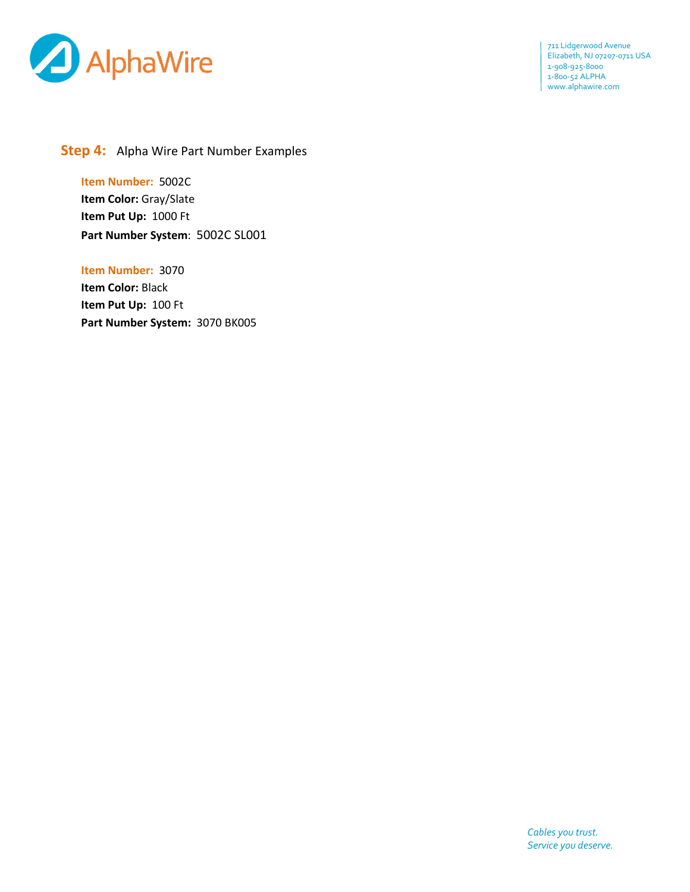## **Step 4:** Alpha Wire Part Number Examples

**Item Number:** 5002C
**Item Color:** Gray/Slate
**Item Put Up:** 1000 Ft
**Part Number System**: 5002C SL001

**Item Number:** 3070
**Item Color:** Black
**Item Put Up:** 100 Ft
**Part Number System:** 3070 BK005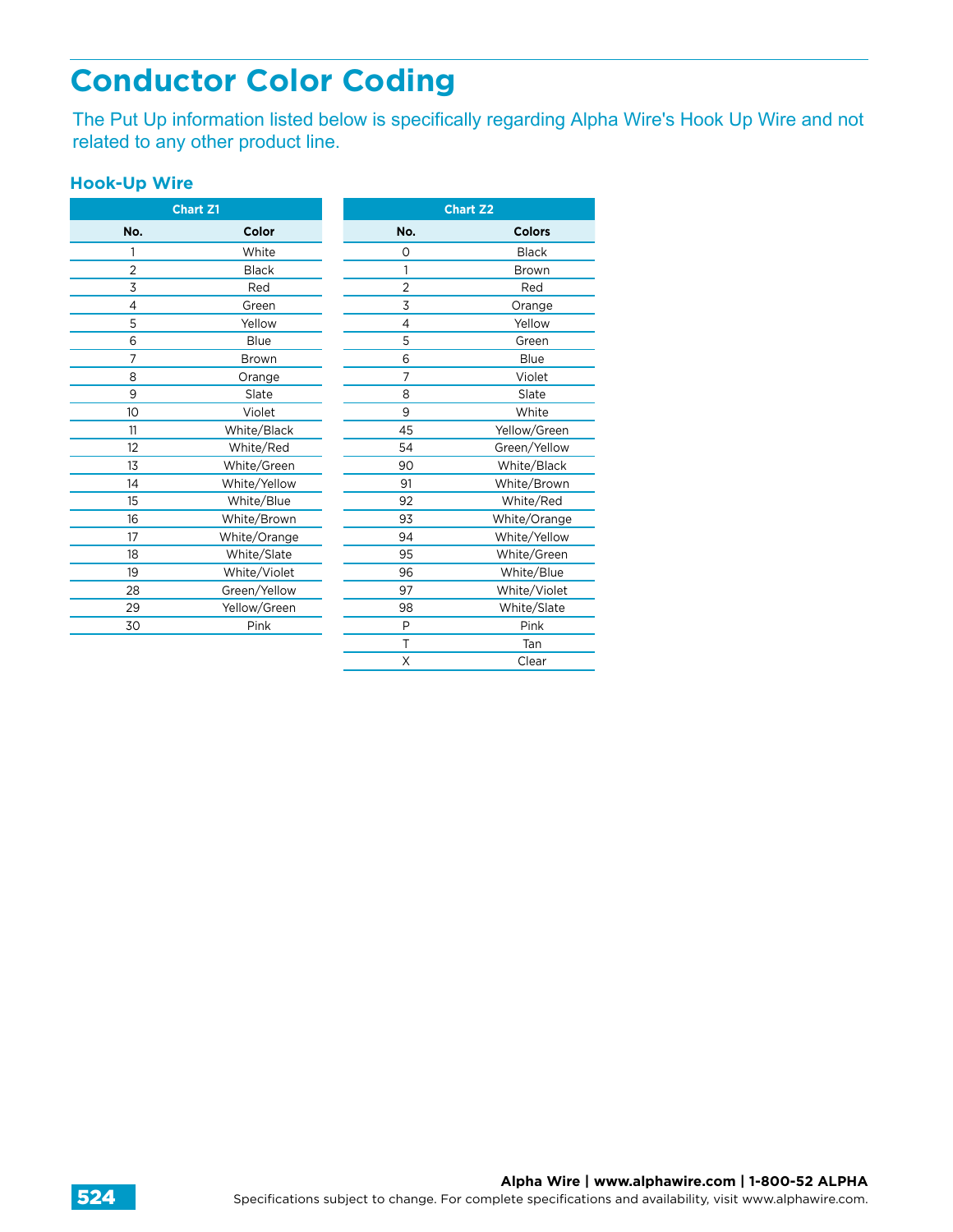# Conductor Color Coding

The Put Up information listed below is specifically regarding Alpha Wire's Hook Up Wire and not related to any other product line.

## Hook-Up Wire

**Chart Z1**

| No. | Color |
|---|---|
| 1 | White |
| 2 | Black |
| 3 | Red |
| 4 | Green |
| 5 | Yellow |
| 6 | Blue |
| 7 | Brown |
| 8 | Orange |
| 9 | Slate |
| 10 | Violet |
| 11 | White/Black |
| 12 | White/Red |
| 13 | White/Green |
| 14 | White/Yellow |
| 15 | White/Blue |
| 16 | White/Brown |
| 17 | White/Orange |
| 18 | White/Slate |
| 19 | White/Violet |
| 28 | Green/Yellow |
| 29 | Yellow/Green |
| 30 | Pink |

**Chart Z2**

| No. | Colors |
|---|---|
| 0 | Black |
| 1 | Brown |
| 2 | Red |
| 3 | Orange |
| 4 | Yellow |
| 5 | Green |
| 6 | Blue |
| 7 | Violet |
| 8 | Slate |
| 9 | White |
| 45 | Yellow/Green |
| 54 | Green/Yellow |
| 90 | White/Black |
| 91 | White/Brown |
| 92 | White/Red |
| 93 | White/Orange |
| 94 | White/Yellow |
| 95 | White/Green |
| 96 | White/Blue |
| 97 | White/Violet |
| 98 | White/Slate |
| P | Pink |
| T | Tan |
| X | Clear |